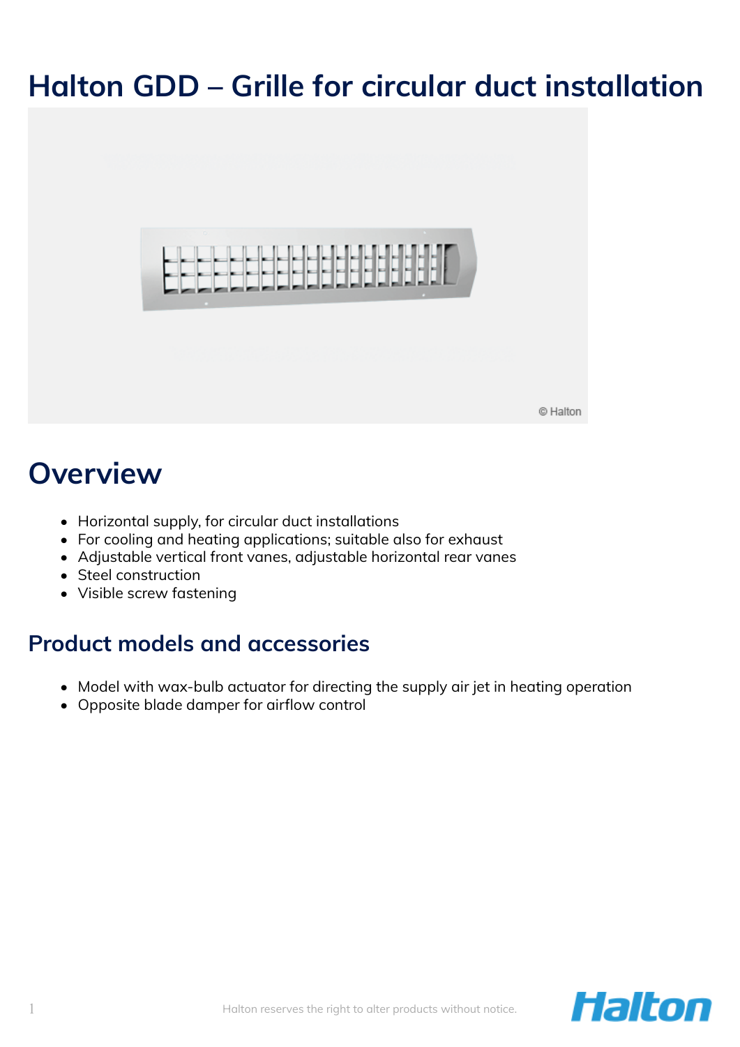# Halton GDD – Grille for circular duct installation

## Overview

- Horizontal supply, for circular duct installations
- For cooling and heating applications; suitable also for exhaust
- Adjustable vertical front vanes, adjustable horizontal rear vanes
- Steel construction
- Visible screw fastening

### Product models and accessories

- Model with wax-bulb actuator for directing the supply air jet in heating operation
- Opposite blade damper for airflow control

Halton reserves the right to alter products without notice.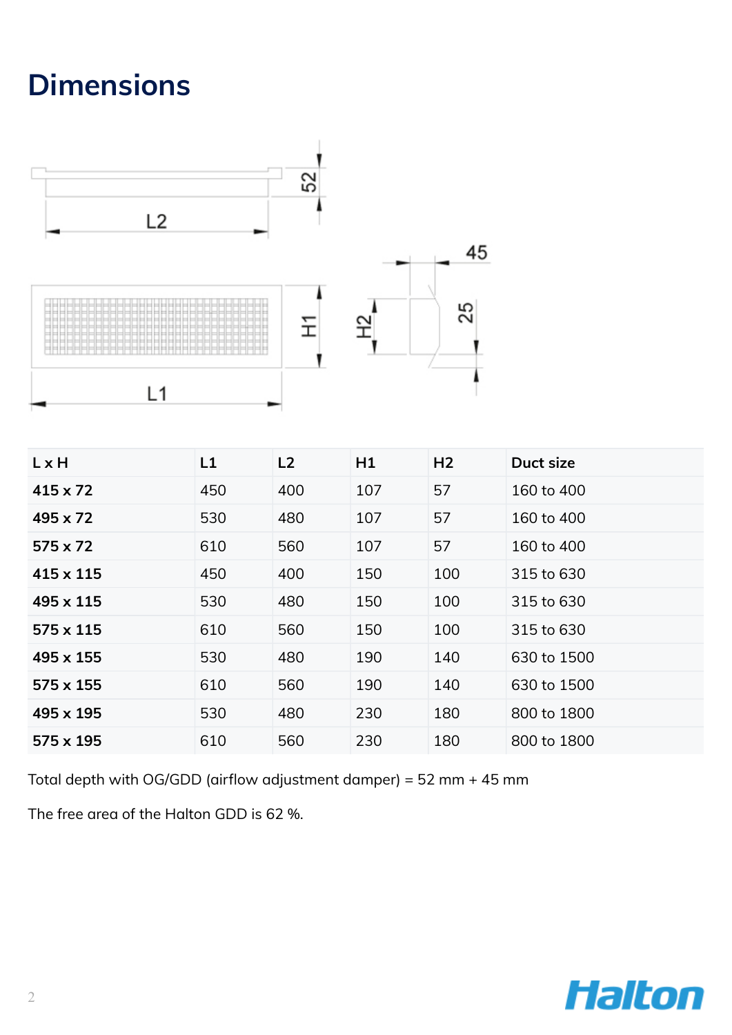# Dimensions

| L x H | L1 | L2 | H1 | H2 | Duct size |
|---|---|---|---|---|---|
| **415 x 72** | 450 | 400 | 107 | 57 | 160 to 400 |
| **495 x 72** | 530 | 480 | 107 | 57 | 160 to 400 |
| **575 x 72** | 610 | 560 | 107 | 57 | 160 to 400 |
| **415 x 115** | 450 | 400 | 150 | 100 | 315 to 630 |
| **495 x 115** | 530 | 480 | 150 | 100 | 315 to 630 |
| **575 x 115** | 610 | 560 | 150 | 100 | 315 to 630 |
| **495 x 155** | 530 | 480 | 190 | 140 | 630 to 1500 |
| **575 x 155** | 610 | 560 | 190 | 140 | 630 to 1500 |
| **495 x 195** | 530 | 480 | 230 | 180 | 800 to 1800 |
| **575 x 195** | 610 | 560 | 230 | 180 | 800 to 1800 |

Total depth with OG/GDD (airflow adjustment damper) = 52 mm + 45 mm

The free area of the Halton GDD is 62 %.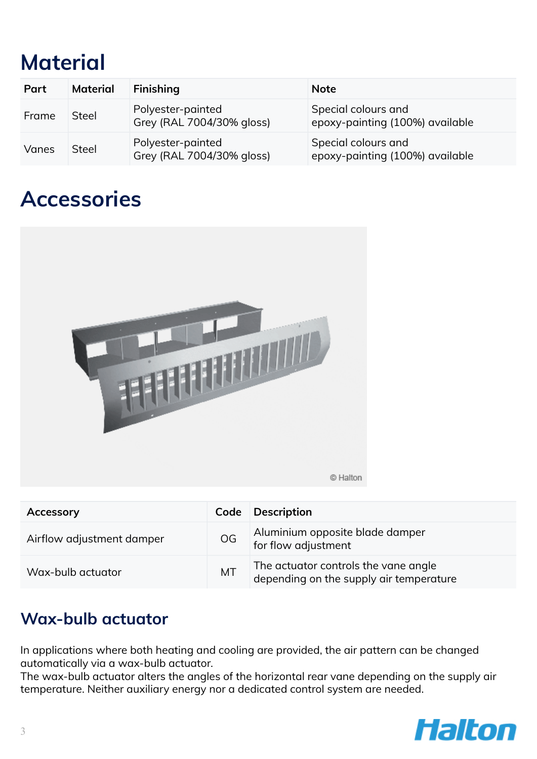# Material

| Part | Material | Finishing | Note |
|---|---|---|---|
| Frame | Steel | Polyester-painted<br>Grey (RAL 7004/30% gloss) | Special colours and<br>epoxy-painting (100%) available |
| Vanes | Steel | Polyester-painted<br>Grey (RAL 7004/30% gloss) | Special colours and<br>epoxy-painting (100%) available |

# Accessories

| Accessory | Code | Description |
|---|---|---|
| Airflow adjustment damper | OG | Aluminium opposite blade damper<br>for flow adjustment |
| Wax-bulb actuator | MT | The actuator controls the vane angle<br>depending on the supply air temperature |

## Wax-bulb actuator

In applications where both heating and cooling are provided, the air pattern can be changed automatically via a wax-bulb actuator.
The wax-bulb actuator alters the angles of the horizontal rear vane depending on the supply air temperature. Neither auxiliary energy nor a dedicated control system are needed.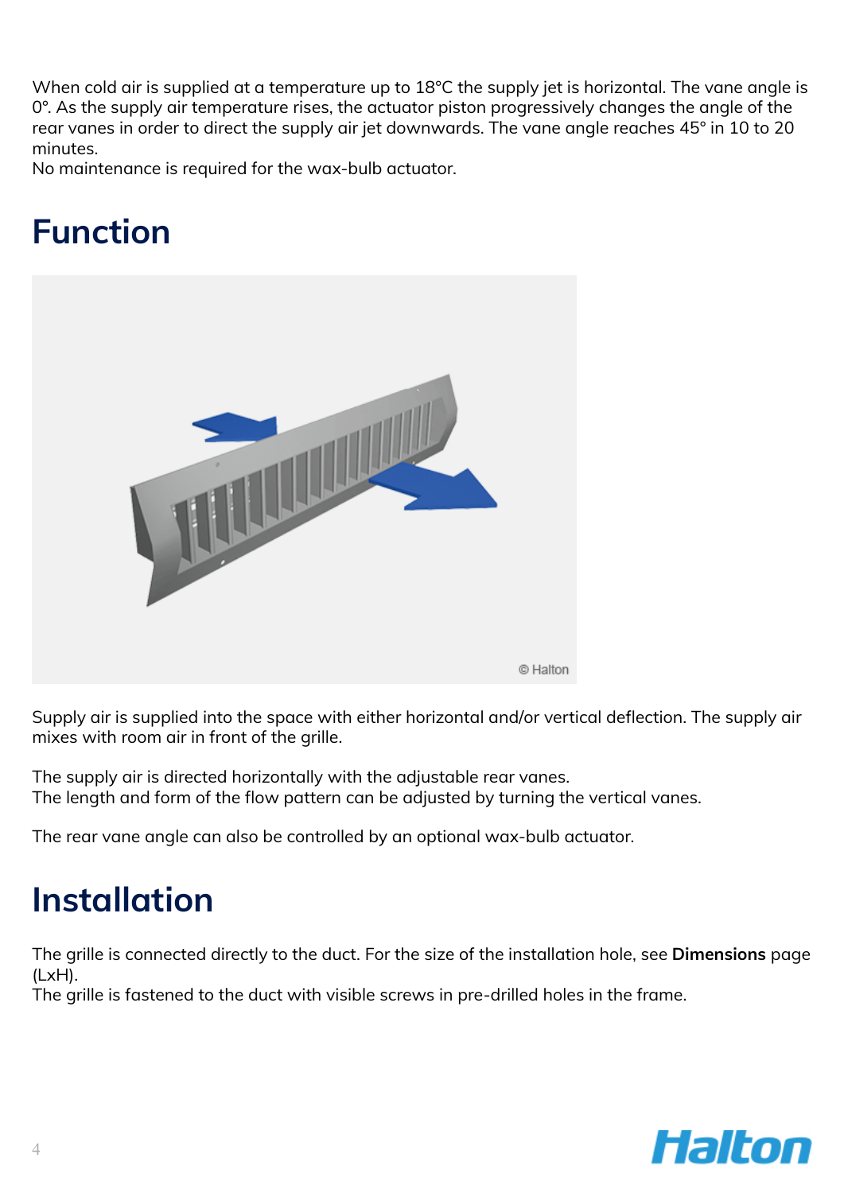When cold air is supplied at a temperature up to 18°C the supply jet is horizontal. The vane angle is 0°. As the supply air temperature rises, the actuator piston progressively changes the angle of the rear vanes in order to direct the supply air jet downwards. The vane angle reaches 45° in 10 to 20 minutes.
No maintenance is required for the wax-bulb actuator.

# Function

Supply air is supplied into the space with either horizontal and/or vertical deflection. The supply air mixes with room air in front of the grille.

The supply air is directed horizontally with the adjustable rear vanes.
The length and form of the flow pattern can be adjusted by turning the vertical vanes.

The rear vane angle can also be controlled by an optional wax-bulb actuator.

# Installation

The grille is connected directly to the duct. For the size of the installation hole, see **Dimensions** page (LxH).
The grille is fastened to the duct with visible screws in pre-drilled holes in the frame.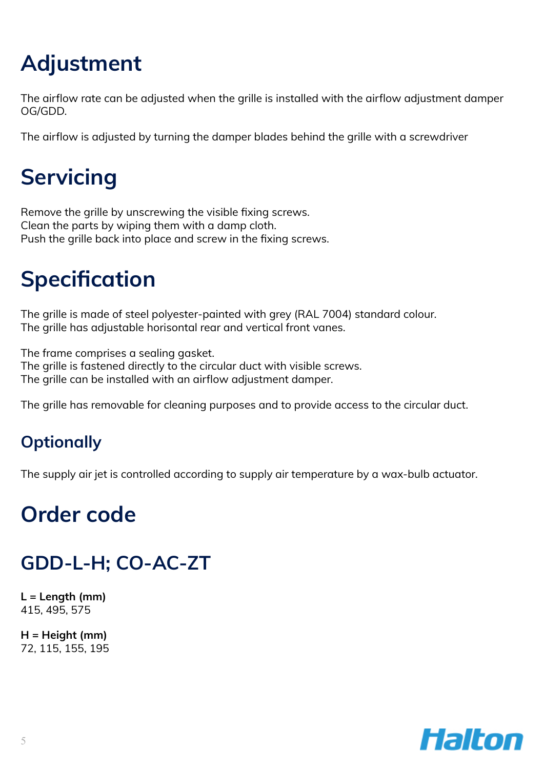# Adjustment

The airflow rate can be adjusted when the grille is installed with the airflow adjustment damper OG/GDD.

The airflow is adjusted by turning the damper blades behind the grille with a screwdriver

# Servicing

Remove the grille by unscrewing the visible fixing screws.
Clean the parts by wiping them with a damp cloth.
Push the grille back into place and screw in the fixing screws.

# Specification

The grille is made of steel polyester-painted with grey (RAL 7004) standard colour.
The grille has adjustable horisontal rear and vertical front vanes.

The frame comprises a sealing gasket.
The grille is fastened directly to the circular duct with visible screws.
The grille can be installed with an airflow adjustment damper.

The grille has removable for cleaning purposes and to provide access to the circular duct.

## Optionally

The supply air jet is controlled according to supply air temperature by a wax-bulb actuator.

# Order code

## GDD-L-H; CO-AC-ZT

**L = Length (mm)**
415, 495, 575

**H = Height (mm)**
72, 115, 155, 195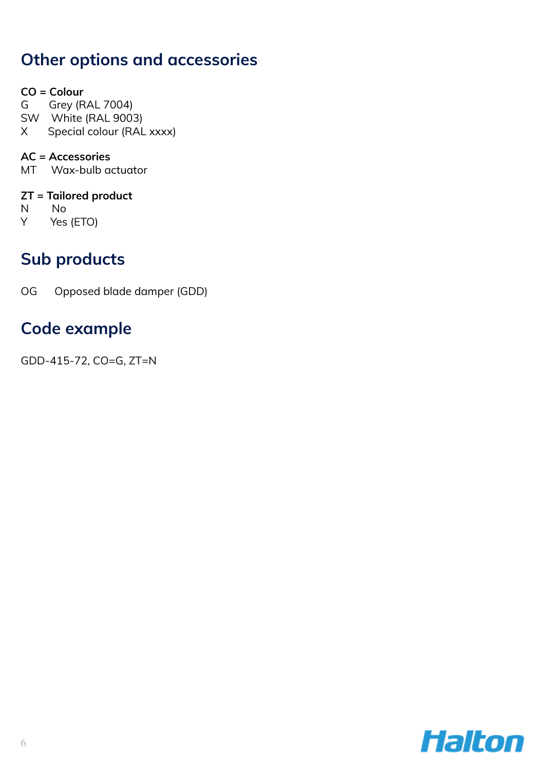## Other options and accessories

**CO = Colour**
G Grey (RAL 7004)
SW White (RAL 9003)
X Special colour (RAL xxxx)

**AC = Accessories**
MT Wax-bulb actuator

**ZT = Tailored product**
N No
Y Yes (ETO)

## Sub products

OG Opposed blade damper (GDD)

## Code example

GDD-415-72, CO=G, ZT=N